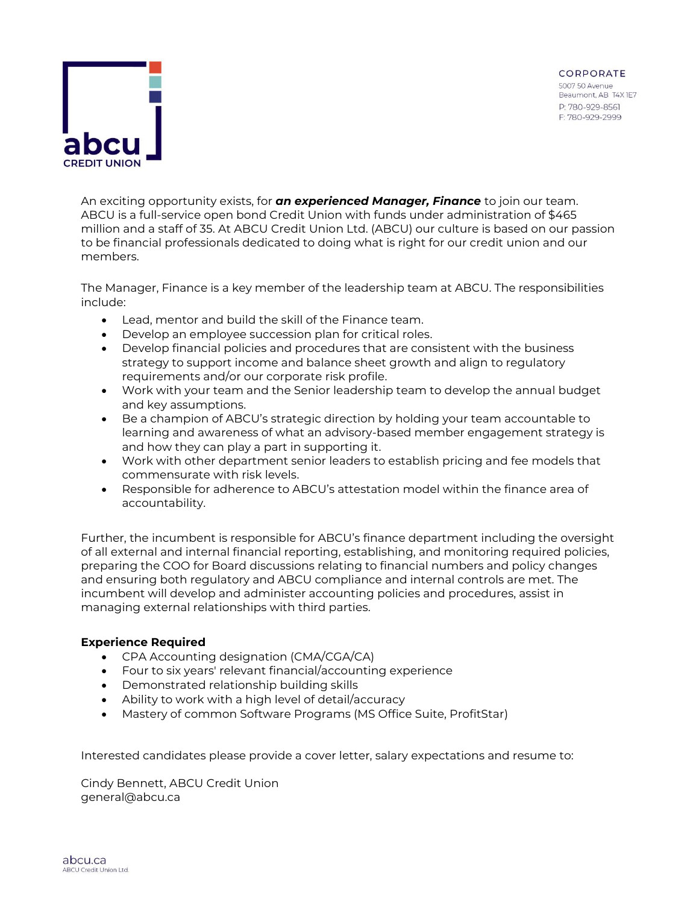abcu
CREDIT UNION

CORPORATE
5007 50 Avenue
Beaumont, AB T4X 1E7
P: 780-929-8561
F: 780-929-2999

An exciting opportunity exists, for ***an experienced Manager, Finance*** to join our team. ABCU is a full-service open bond Credit Union with funds under administration of $465 million and a staff of 35. At ABCU Credit Union Ltd. (ABCU) our culture is based on our passion to be financial professionals dedicated to doing what is right for our credit union and our members.

The Manager, Finance is a key member of the leadership team at ABCU. The responsibilities include:

- Lead, mentor and build the skill of the Finance team.
- Develop an employee succession plan for critical roles.
- Develop financial policies and procedures that are consistent with the business strategy to support income and balance sheet growth and align to regulatory requirements and/or our corporate risk profile.
- Work with your team and the Senior leadership team to develop the annual budget and key assumptions.
- Be a champion of ABCU's strategic direction by holding your team accountable to learning and awareness of what an advisory-based member engagement strategy is and how they can play a part in supporting it.
- Work with other department senior leaders to establish pricing and fee models that commensurate with risk levels.
- Responsible for adherence to ABCU's attestation model within the finance area of accountability.

Further, the incumbent is responsible for ABCU's finance department including the oversight of all external and internal financial reporting, establishing, and monitoring required policies, preparing the COO for Board discussions relating to financial numbers and policy changes and ensuring both regulatory and ABCU compliance and internal controls are met. The incumbent will develop and administer accounting policies and procedures, assist in managing external relationships with third parties.

**Experience Required**

- CPA Accounting designation (CMA/CGA/CA)
- Four to six years' relevant financial/accounting experience
- Demonstrated relationship building skills
- Ability to work with a high level of detail/accuracy
- Mastery of common Software Programs (MS Office Suite, ProfitStar)

Interested candidates please provide a cover letter, salary expectations and resume to:

Cindy Bennett, ABCU Credit Union
general@abcu.ca

abcu.ca
ABCU Credit Union Ltd.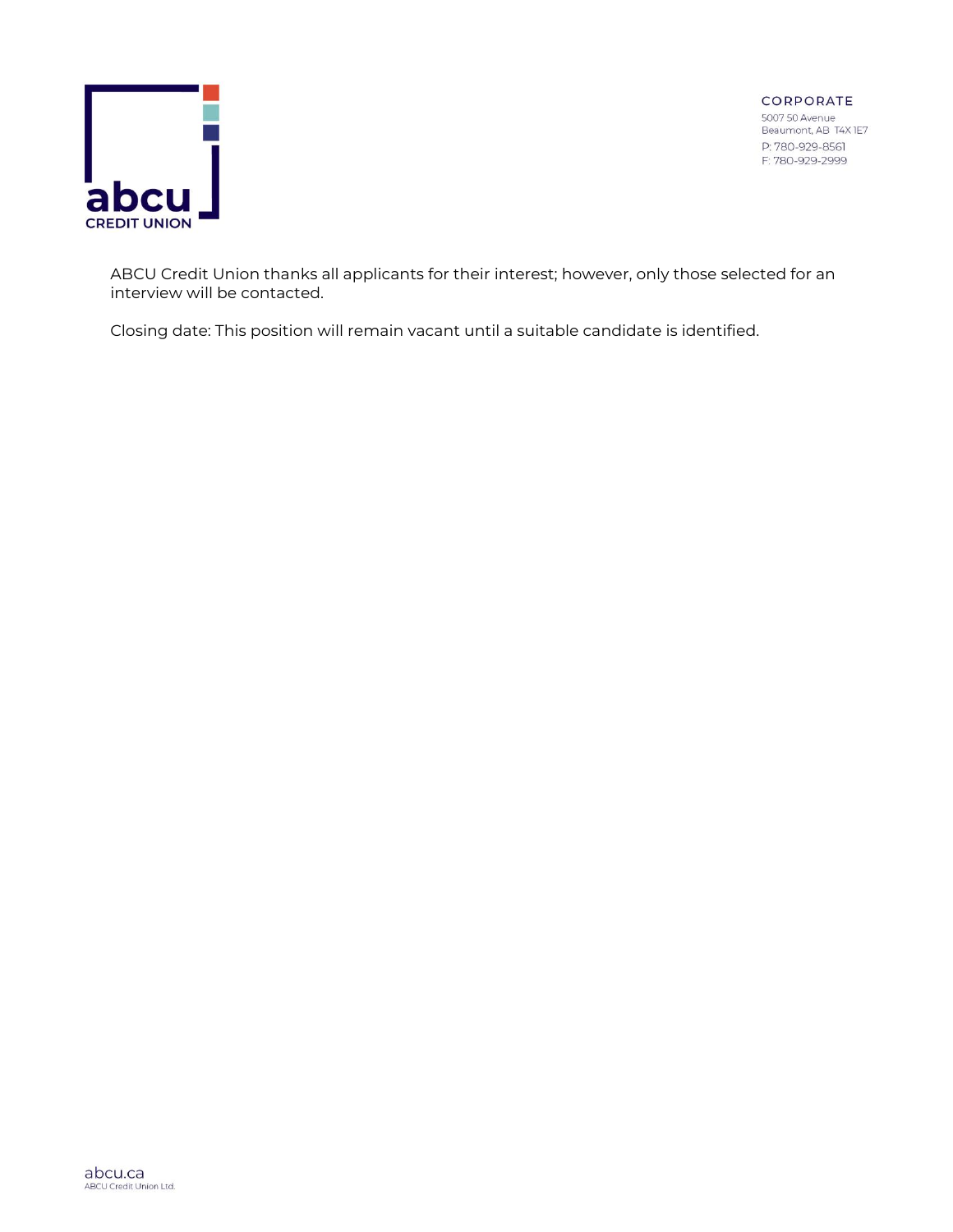ABCU Credit Union thanks all applicants for their interest; however, only those selected for an interview will be contacted.

Closing date: This position will remain vacant until a suitable candidate is identified.